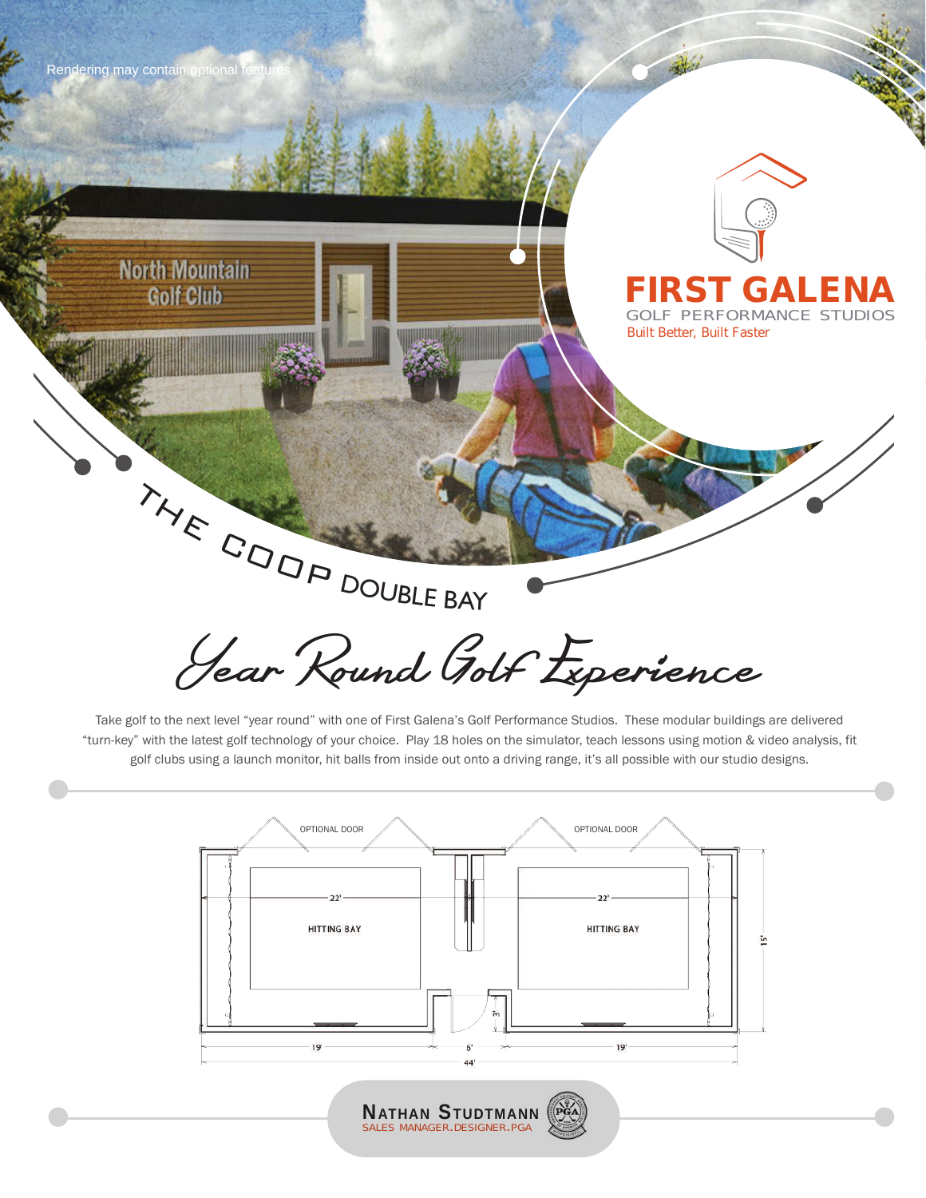Rendering may contain optional features

North Mountain Golf Club

# FIRST GALENA

GOLF PERFORMANCE STUDIOS

Built Better, Built Faster

## THE COOP DOUBLE BAY

## *Year Round Golf Experience*

Take golf to the next level "year round" with one of First Galena's Golf Performance Studios. These modular buildings are delivered "turn-key" with the latest golf technology of your choice. Play 18 holes on the simulator, teach lessons using motion & video analysis, fit golf clubs using a launch monitor, hit balls from inside out onto a driving range, it's all possible with our studio designs.

OPTIONAL DOOR

OPTIONAL DOOR

22'

HITTING BAY

22'

HITTING BAY

15'

3'

19'

6'

19'

44'

**NATHAN STUDTMANN**

SALES MANAGER.DESIGNER.PGA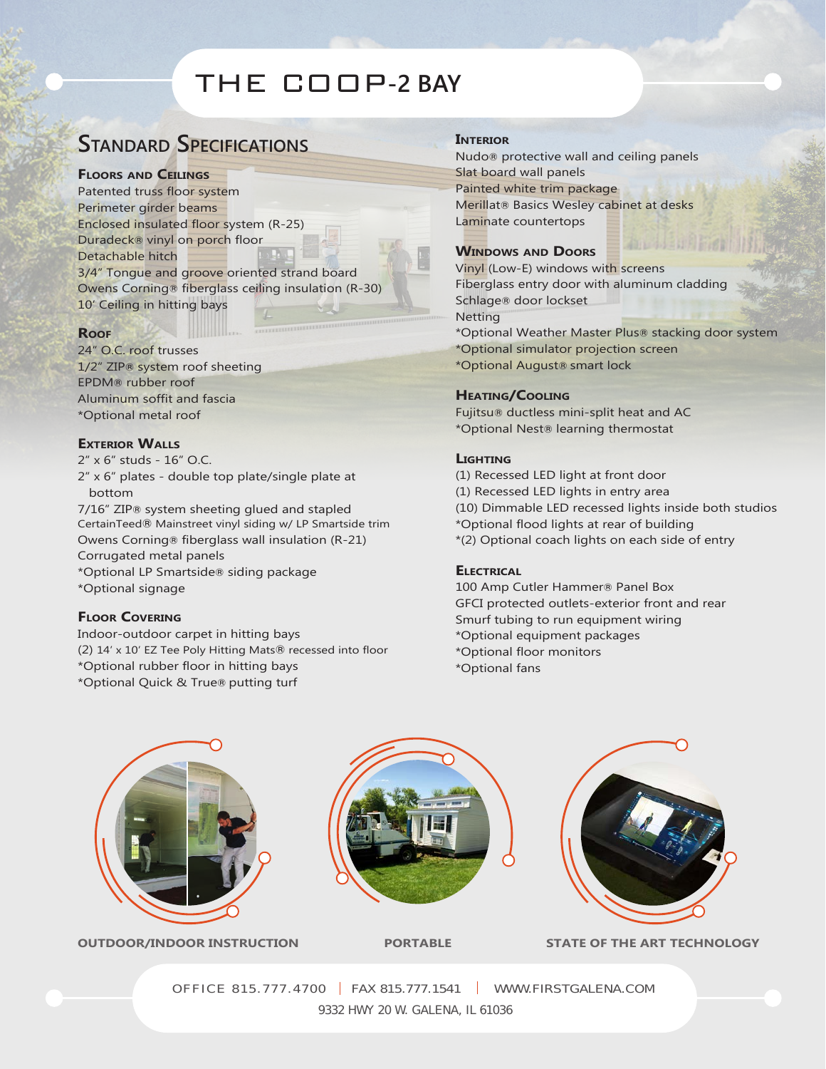# THE COOP-2 BAY

## Standard Specifications

### Floors and Ceilings

Patented truss floor system
Perimeter girder beams
Enclosed insulated floor system (R-25)
Duradeck® vinyl on porch floor
Detachable hitch
3/4" Tongue and groove oriented strand board
Owens Corning® fiberglass ceiling insulation (R-30)
10' Ceiling in hitting bays

### Roof

24" O.C. roof trusses
1/2" ZIP® system roof sheeting
EPDM® rubber roof
Aluminum soffit and fascia
*Optional metal roof

### Exterior Walls

2" x 6" studs - 16" O.C.
2" x 6" plates - double top plate/single plate at bottom
7/16" ZIP® system sheeting glued and stapled
CertainTeed® Mainstreet vinyl siding w/ LP Smartside trim
Owens Corning® fiberglass wall insulation (R-21)
Corrugated metal panels
*Optional LP Smartside® siding package
*Optional signage

### Floor Covering

Indoor-outdoor carpet in hitting bays
(2) 14' x 10' EZ Tee Poly Hitting Mats® recessed into floor
*Optional rubber floor in hitting bays
*Optional Quick & True® putting turf

### Interior

Nudo® protective wall and ceiling panels
Slat board wall panels
Painted white trim package
Merillat® Basics Wesley cabinet at desks
Laminate countertops

### Windows and Doors

Vinyl (Low-E) windows with screens
Fiberglass entry door with aluminum cladding
Schlage® door lockset
Netting
*Optional Weather Master Plus® stacking door system
*Optional simulator projection screen
*Optional August® smart lock

### Heating/Cooling

Fujitsu® ductless mini-split heat and AC
*Optional Nest® learning thermostat

### Lighting

(1) Recessed LED light at front door
(1) Recessed LED lights in entry area
(10) Dimmable LED recessed lights inside both studios
*Optional flood lights at rear of building
*(2) Optional coach lights on each side of entry

### Electrical

100 Amp Cutler Hammer® Panel Box
GFCI protected outlets-exterior front and rear
Smurf tubing to run equipment wiring
*Optional equipment packages
*Optional floor monitors
*Optional fans

**OUTDOOR/INDOOR INSTRUCTION**

**PORTABLE**

**STATE OF THE ART TECHNOLOGY**

OFFICE 815.777.4700 | FAX 815.777.1541 | WWW.FIRSTGALENA.COM
9332 HWY 20 W. GALENA, IL 61036